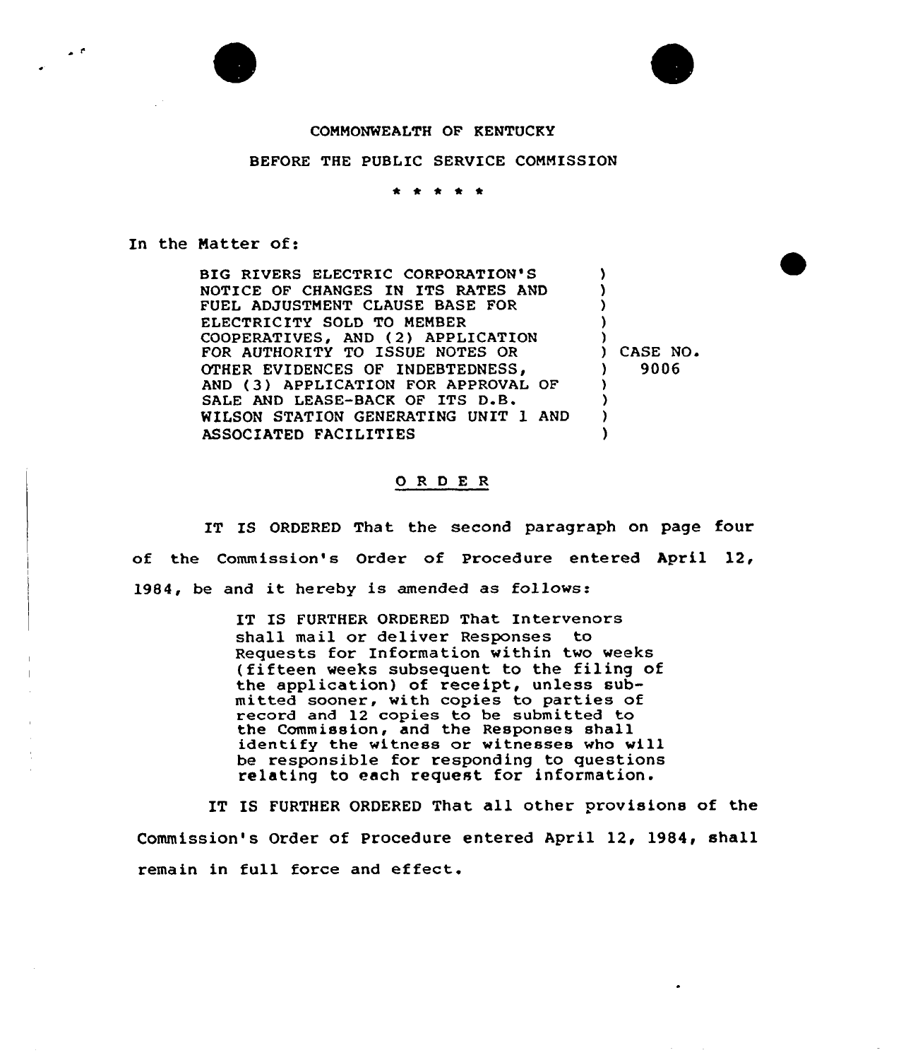COMMONWEALTH OF KENTUCKY

BEFORE THE PUBLIC SERVICE COMMISSION

\* \* \* \* \*

In the Matter of:

| | |
|---|---|
| BIG RIVERS ELECTRIC CORPORATION'S NOTICE OF CHANGES IN ITS RATES AND FUEL ADJUSTMENT CLAUSE BASE FOR ELECTRICITY SOLD TO MEMBER COOPERATIVES, AND (2) APPLICATION FOR AUTHORITY TO ISSUE NOTES OR OTHER EVIDENCES OF INDEBTEDNESS, AND (3) APPLICATION FOR APPROVAL OF SALE AND LEASE-BACK OF ITS D.B. WILSON STATION GENERATING UNIT 1 AND ASSOCIATED FACILITIES | ) CASE NO. 9006 |

## O R D E R

IT IS ORDERED That the second paragraph on page four of the Commission's Order of Procedure entered April 12, 1984, be and it hereby is amended as follows:

> IT IS FURTHER ORDERED That Intervenors shall mail or deliver Responses to Requests for Information within two weeks (fifteen weeks subsequent to the filing of the application) of receipt, unless submitted sooner, with copies to parties of record and 12 copies to be submitted to the Commission, and the Responses shall identify the witness or witnesses who will be responsible for responding to questions relating to each request for information.

IT IS FURTHER ORDERED That all other provisions of the Commission's Order of Procedure entered April 12, 1984, shall remain in full force and effect.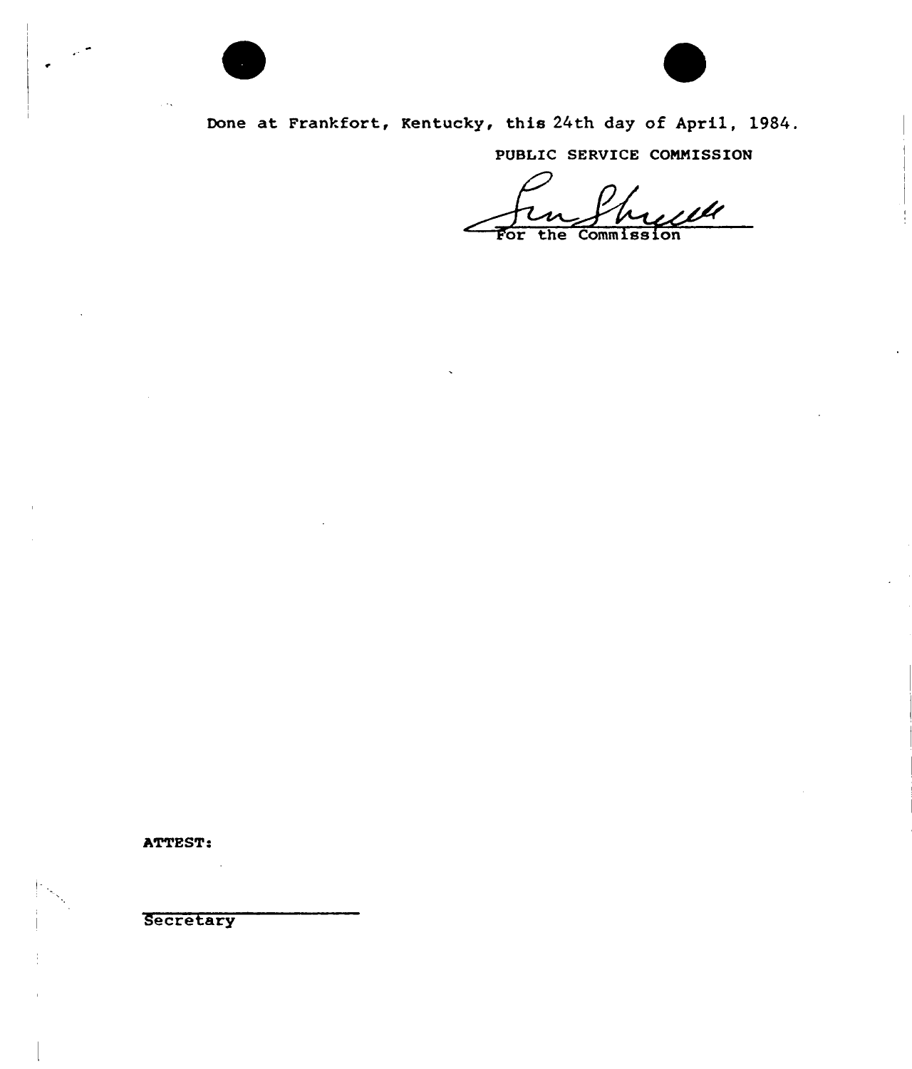Done at Frankfort, Kentucky, this 24th day of April, 1984.

PUBLIC SERVICE COMMISSION

For the Commission

ATTEST:

Secretary